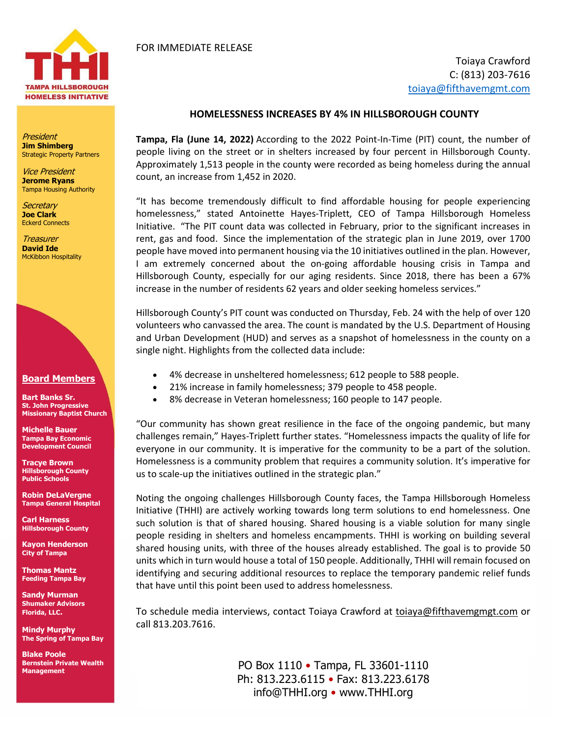TAMPA HILLSBOROUGH HOMELESS INITIATIVE

*President*
**Jim Shimberg**
Strategic Property Partners

*Vice President*
**Jerome Ryans**
Tampa Housing Authority

*Secretary*
**Joe Clark**
Eckerd Connects

*Treasurer*
**David Ide**
McKibbon Hospitality

**Board Members**

**Bart Banks Sr.**
**St. John Progressive Missionary Baptist Church**

**Michelle Bauer**
**Tampa Bay Economic Development Council**

**Tracye Brown**
**Hillsborough County Public Schools**

**Robin DeLaVergne**
**Tampa General Hospital**

**Carl Harness**
**Hillsborough County**

**Kayon Henderson**
**City of Tampa**

**Thomas Mantz**
**Feeding Tampa Bay**

**Sandy Murman**
**Shumaker Advisors Florida, LLC.**

**Mindy Murphy**
**The Spring of Tampa Bay**

**Blake Poole**
**Bernstein Private Wealth Management**

FOR IMMEDIATE RELEASE

Toiaya Crawford
C: (813) 203-7616
toiaya@fifthavemgmt.com

## HOMELESSNESS INCREASES BY 4% IN HILLSBOROUGH COUNTY

**Tampa, Fla (June 14, 2022)** According to the 2022 Point-In-Time (PIT) count, the number of people living on the street or in shelters increased by four percent in Hillsborough County. Approximately 1,513 people in the county were recorded as being homeless during the annual count, an increase from 1,452 in 2020.

"It has become tremendously difficult to find affordable housing for people experiencing homelessness," stated Antoinette Hayes-Triplett, CEO of Tampa Hillsborough Homeless Initiative. "The PIT count data was collected in February, prior to the significant increases in rent, gas and food. Since the implementation of the strategic plan in June 2019, over 1700 people have moved into permanent housing via the 10 initiatives outlined in the plan. However, I am extremely concerned about the on-going affordable housing crisis in Tampa and Hillsborough County, especially for our aging residents. Since 2018, there has been a 67% increase in the number of residents 62 years and older seeking homeless services."

Hillsborough County's PIT count was conducted on Thursday, Feb. 24 with the help of over 120 volunteers who canvassed the area. The count is mandated by the U.S. Department of Housing and Urban Development (HUD) and serves as a snapshot of homelessness in the county on a single night. Highlights from the collected data include:

- 4% decrease in unsheltered homelessness; 612 people to 588 people.
- 21% increase in family homelessness; 379 people to 458 people.
- 8% decrease in Veteran homelessness; 160 people to 147 people.

"Our community has shown great resilience in the face of the ongoing pandemic, but many challenges remain," Hayes-Triplett further states. "Homelessness impacts the quality of life for everyone in our community. It is imperative for the community to be a part of the solution. Homelessness is a community problem that requires a community solution. It's imperative for us to scale-up the initiatives outlined in the strategic plan."

Noting the ongoing challenges Hillsborough County faces, the Tampa Hillsborough Homeless Initiative (THHI) are actively working towards long term solutions to end homelessness. One such solution is that of shared housing. Shared housing is a viable solution for many single people residing in shelters and homeless encampments. THHI is working on building several shared housing units, with three of the houses already established. The goal is to provide 50 units which in turn would house a total of 150 people. Additionally, THHI will remain focused on identifying and securing additional resources to replace the temporary pandemic relief funds that have until this point been used to address homelessness.

To schedule media interviews, contact Toiaya Crawford at toiaya@fifthavemgmt.com or call 813.203.7616.

PO Box 1110 • Tampa, FL 33601-1110
Ph: 813.223.6115 • Fax: 813.223.6178
info@THHI.org • www.THHI.org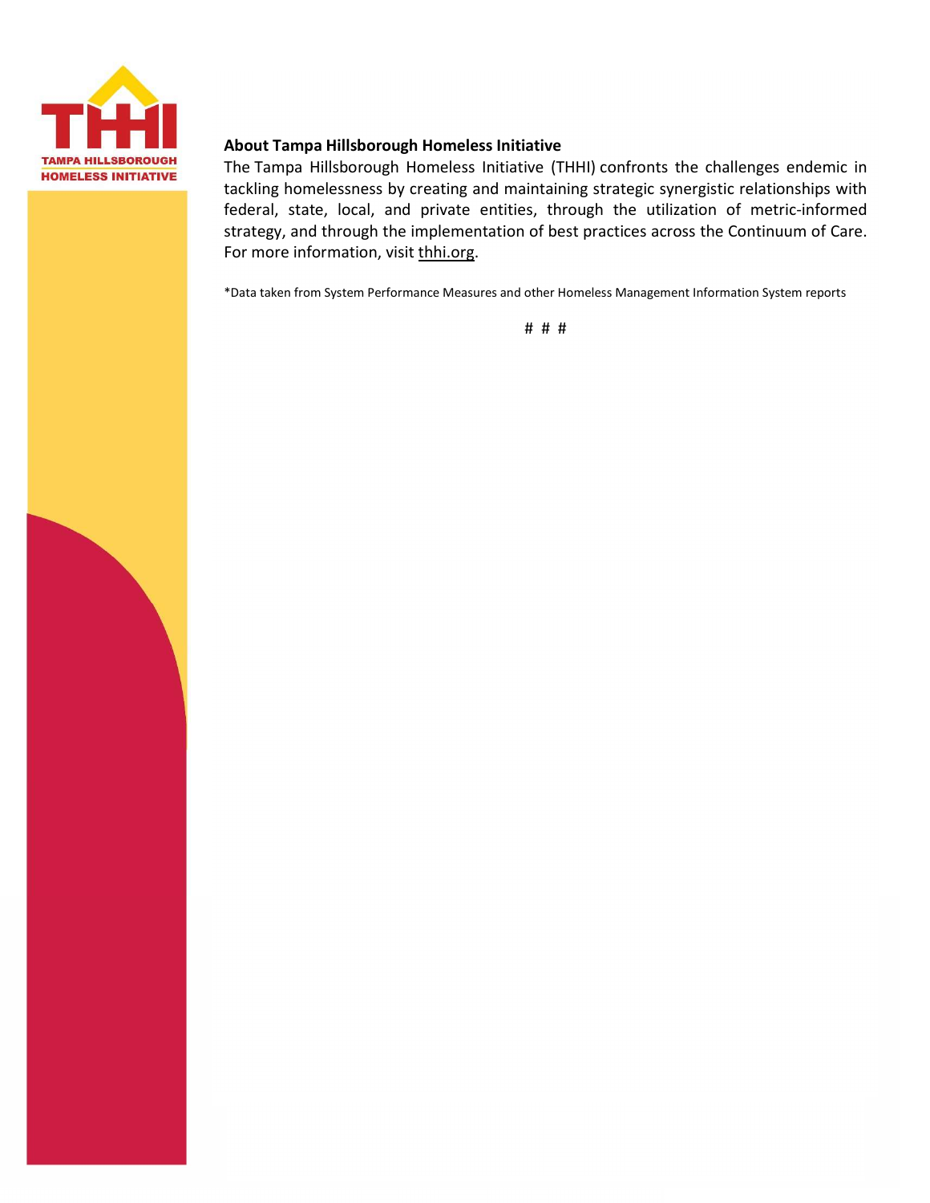**About Tampa Hillsborough Homeless Initiative**

The Tampa Hillsborough Homeless Initiative (THHI) confronts the challenges endemic in tackling homelessness by creating and maintaining strategic synergistic relationships with federal, state, local, and private entities, through the utilization of metric-informed strategy, and through the implementation of best practices across the Continuum of Care. For more information, visit thhi.org.

*Data taken from System Performance Measures and other Homeless Management Information System reports

# # #